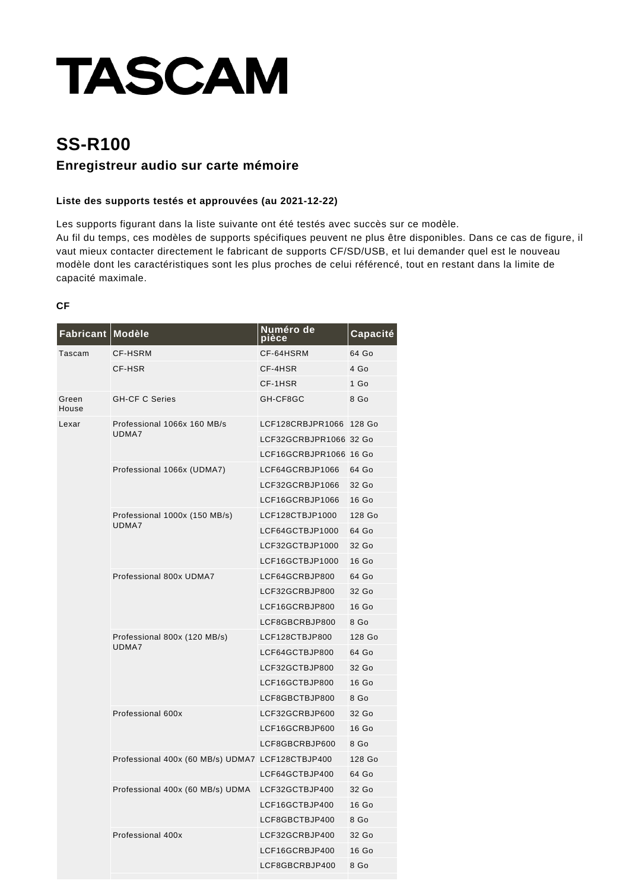# TASCAM

## SS-R100

### Enregistreur audio sur carte mémoire

**Liste des supports testés et approuvées (au 2021-12-22)**

Les supports figurant dans la liste suivante ont été testés avec succès sur ce modèle.
Au fil du temps, ces modèles de supports spécifiques peuvent ne plus être disponibles. Dans ce cas de figure, il vaut mieux contacter directement le fabricant de supports CF/SD/USB, et lui demander quel est le nouveau modèle dont les caractéristiques sont les plus proches de celui référencé, tout en restant dans la limite de capacité maximale.

**CF**

| Fabricant | Modèle | Numéro de pièce | Capacité |
|---|---|---|---|
| Tascam | CF-HSRM | CF-64HSRM | 64 Go |
| | CF-HSR | CF-4HSR | 4 Go |
| | | CF-1HSR | 1 Go |
| Green House | GH-CF C Series | GH-CF8GC | 8 Go |
| Lexar | Professional 1066x 160 MB/s UDMA7 | LCF128CRBJPR1066 | 128 Go |
| | | LCF32GCRBJPR1066 | 32 Go |
| | | LCF16GCRBJPR1066 | 16 Go |
| | Professional 1066x (UDMA7) | LCF64GCRBJP1066 | 64 Go |
| | | LCF32GCRBJP1066 | 32 Go |
| | | LCF16GCRBJP1066 | 16 Go |
| | Professional 1000x (150 MB/s) UDMA7 | LCF128CTBJP1000 | 128 Go |
| | | LCF64GCTBJP1000 | 64 Go |
| | | LCF32GCTBJP1000 | 32 Go |
| | | LCF16GCTBJP1000 | 16 Go |
| | Professional 800x UDMA7 | LCF64GCRBJP800 | 64 Go |
| | | LCF32GCRBJP800 | 32 Go |
| | | LCF16GCRBJP800 | 16 Go |
| | | LCF8GBCRBJP800 | 8 Go |
| | Professional 800x (120 MB/s) UDMA7 | LCF128CTBJP800 | 128 Go |
| | | LCF64GCTBJP800 | 64 Go |
| | | LCF32GCTBJP800 | 32 Go |
| | | LCF16GCTBJP800 | 16 Go |
| | | LCF8GBCTBJP800 | 8 Go |
| | Professional 600x | LCF32GCRBJP600 | 32 Go |
| | | LCF16GCRBJP600 | 16 Go |
| | | LCF8GBCRBJP600 | 8 Go |
| | Professional 400x (60 MB/s) UDMA7 | LCF128CTBJP400 | 128 Go |
| | | LCF64GCTBJP400 | 64 Go |
| | Professional 400x (60 MB/s) UDMA | LCF32GCTBJP400 | 32 Go |
| | | LCF16GCTBJP400 | 16 Go |
| | | LCF8GBCTBJP400 | 8 Go |
| | Professional 400x | LCF32GCRBJP400 | 32 Go |
| | | LCF16GCRBJP400 | 16 Go |
| | | LCF8GBCRBJP400 | 8 Go |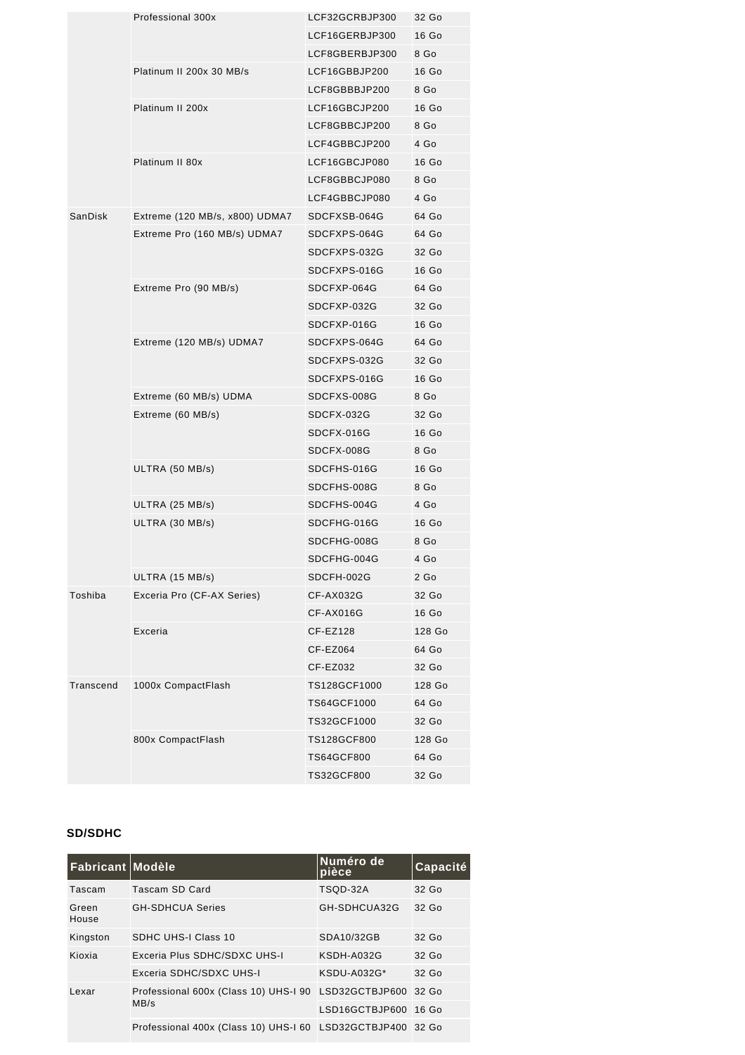| Fabricant | Modèle | Numéro de pièce | Capacité |
|---|---|---|---|
| | Professional 300x | LCF32GCRBJP300 | 32 Go |
| | | LCF16GERBJP300 | 16 Go |
| | | LCF8GBERBJP300 | 8 Go |
| | Platinum II 200x 30 MB/s | LCF16GBBJP200 | 16 Go |
| | | LCF8GBBBJP200 | 8 Go |
| | Platinum II 200x | LCF16GBCJP200 | 16 Go |
| | | LCF8GBBCJP200 | 8 Go |
| | | LCF4GBBCJP200 | 4 Go |
| | Platinum II 80x | LCF16GBCJP080 | 16 Go |
| | | LCF8GBBCJP080 | 8 Go |
| | | LCF4GBBCJP080 | 4 Go |
| SanDisk | Extreme (120 MB/s, x800) UDMA7 | SDCFXSB-064G | 64 Go |
| | Extreme Pro (160 MB/s) UDMA7 | SDCFXPS-064G | 64 Go |
| | | SDCFXPS-032G | 32 Go |
| | | SDCFXPS-016G | 16 Go |
| | Extreme Pro (90 MB/s) | SDCFXP-064G | 64 Go |
| | | SDCFXP-032G | 32 Go |
| | | SDCFXP-016G | 16 Go |
| | Extreme (120 MB/s) UDMA7 | SDCFXPS-064G | 64 Go |
| | | SDCFXPS-032G | 32 Go |
| | | SDCFXPS-016G | 16 Go |
| | Extreme (60 MB/s) UDMA | SDCFXS-008G | 8 Go |
| | Extreme (60 MB/s) | SDCFX-032G | 32 Go |
| | | SDCFX-016G | 16 Go |
| | | SDCFX-008G | 8 Go |
| | ULTRA (50 MB/s) | SDCFHS-016G | 16 Go |
| | | SDCFHS-008G | 8 Go |
| | ULTRA (25 MB/s) | SDCFHS-004G | 4 Go |
| | ULTRA (30 MB/s) | SDCFHG-016G | 16 Go |
| | | SDCFHG-008G | 8 Go |
| | | SDCFHG-004G | 4 Go |
| | ULTRA (15 MB/s) | SDCFH-002G | 2 Go |
| Toshiba | Exceria Pro (CF-AX Series) | CF-AX032G | 32 Go |
| | | CF-AX016G | 16 Go |
| | Exceria | CF-EZ128 | 128 Go |
| | | CF-EZ064 | 64 Go |
| | | CF-EZ032 | 32 Go |
| Transcend | 1000x CompactFlash | TS128GCF1000 | 128 Go |
| | | TS64GCF1000 | 64 Go |
| | | TS32GCF1000 | 32 Go |
| | 800x CompactFlash | TS128GCF800 | 128 Go |
| | | TS64GCF800 | 64 Go |
| | | TS32GCF800 | 32 Go |

### SD/SDHC

| Fabricant | Modèle | Numéro de pièce | Capacité |
|---|---|---|---|
| Tascam | Tascam SD Card | TSQD-32A | 32 Go |
| Green House | GH-SDHCUA Series | GH-SDHCUA32G | 32 Go |
| Kingston | SDHC UHS-I Class 10 | SDA10/32GB | 32 Go |
| Kioxia | Exceria Plus SDHC/SDXC UHS-I | KSDH-A032G | 32 Go |
| | Exceria SDHC/SDXC UHS-I | KSDU-A032G* | 32 Go |
| Lexar | Professional 600x (Class 10) UHS-I 90 MB/s | LSD32GCTBJP600 | 32 Go |
| | | LSD16GCTBJP600 | 16 Go |
| | Professional 400x (Class 10) UHS-I 60 | LSD32GCTBJP400 | 32 Go |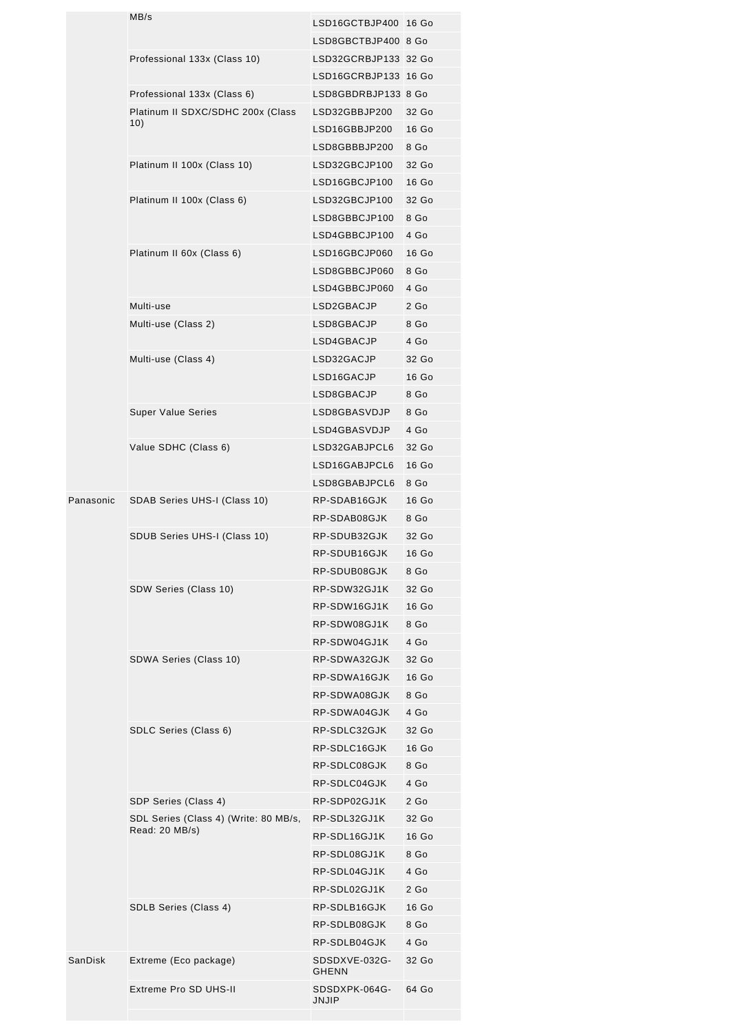| | MB/s | LSD16GCTBJP400 | 16 Go |
|---|---|---|---|
| | | LSD8GBCTBJP400 | 8 Go |
| | Professional 133x (Class 10) | LSD32GCRBJP133 | 32 Go |
| | | LSD16GCRBJP133 | 16 Go |
| | Professional 133x (Class 6) | LSD8GBDRBJP133 | 8 Go |
| | Platinum II SDXC/SDHC 200x (Class 10) | LSD32GBBJP200 | 32 Go |
| | | LSD16GBBJP200 | 16 Go |
| | | LSD8GBBBJP200 | 8 Go |
| | Platinum II 100x (Class 10) | LSD32GBCJP100 | 32 Go |
| | | LSD16GBCJP100 | 16 Go |
| | Platinum II 100x (Class 6) | LSD32GBCJP100 | 32 Go |
| | | LSD8GBBCJP100 | 8 Go |
| | | LSD4GBBCJP100 | 4 Go |
| | Platinum II 60x (Class 6) | LSD16GBCJP060 | 16 Go |
| | | LSD8GBBCJP060 | 8 Go |
| | | LSD4GBBCJP060 | 4 Go |
| | Multi-use | LSD2GBACJP | 2 Go |
| | Multi-use (Class 2) | LSD8GBACJP | 8 Go |
| | | LSD4GBACJP | 4 Go |
| | Multi-use (Class 4) | LSD32GACJP | 32 Go |
| | | LSD16GACJP | 16 Go |
| | | LSD8GBACJP | 8 Go |
| | Super Value Series | LSD8GBASVDJP | 8 Go |
| | | LSD4GBASVDJP | 4 Go |
| | Value SDHC (Class 6) | LSD32GABJPCL6 | 32 Go |
| | | LSD16GABJPCL6 | 16 Go |
| | | LSD8GBABJPCL6 | 8 Go |
| Panasonic | SDAB Series UHS-I (Class 10) | RP-SDAB16GJK | 16 Go |
| | | RP-SDAB08GJK | 8 Go |
| | SDUB Series UHS-I (Class 10) | RP-SDUB32GJK | 32 Go |
| | | RP-SDUB16GJK | 16 Go |
| | | RP-SDUB08GJK | 8 Go |
| | SDW Series (Class 10) | RP-SDW32GJ1K | 32 Go |
| | | RP-SDW16GJ1K | 16 Go |
| | | RP-SDW08GJ1K | 8 Go |
| | | RP-SDW04GJ1K | 4 Go |
| | SDWA Series (Class 10) | RP-SDWA32GJK | 32 Go |
| | | RP-SDWA16GJK | 16 Go |
| | | RP-SDWA08GJK | 8 Go |
| | | RP-SDWA04GJK | 4 Go |
| | SDLC Series (Class 6) | RP-SDLC32GJK | 32 Go |
| | | RP-SDLC16GJK | 16 Go |
| | | RP-SDLC08GJK | 8 Go |
| | | RP-SDLC04GJK | 4 Go |
| | SDP Series (Class 4) | RP-SDP02GJ1K | 2 Go |
| | SDL Series (Class 4) (Write: 80 MB/s, Read: 20 MB/s) | RP-SDL32GJ1K | 32 Go |
| | | RP-SDL16GJ1K | 16 Go |
| | | RP-SDL08GJ1K | 8 Go |
| | | RP-SDL04GJ1K | 4 Go |
| | | RP-SDL02GJ1K | 2 Go |
| | SDLB Series (Class 4) | RP-SDLB16GJK | 16 Go |
| | | RP-SDLB08GJK | 8 Go |
| | | RP-SDLB04GJK | 4 Go |
| SanDisk | Extreme (Eco package) | SDSDXVE-032G-GHENN | 32 Go |
| | Extreme Pro SD UHS-II | SDSDXPK-064G-JNJIP | 64 Go |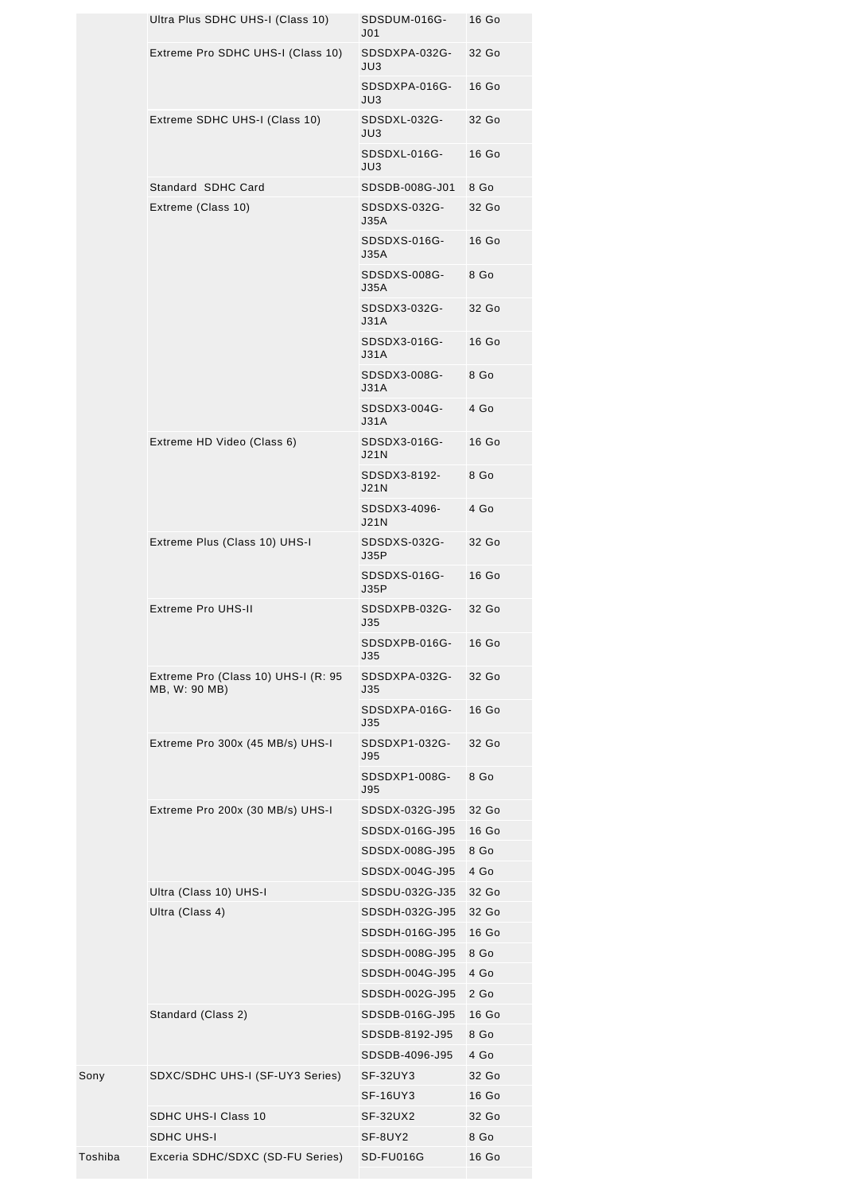| | | | |
|---|---|---|---|
| | Ultra Plus SDHC UHS-I (Class 10) | SDSDUM-016G-J01 | 16 Go |
| | Extreme Pro SDHC UHS-I (Class 10) | SDSDXPA-032G-JU3 | 32 Go |
| | | SDSDXPA-016G-JU3 | 16 Go |
| | Extreme SDHC UHS-I (Class 10) | SDSDXL-032G-JU3 | 32 Go |
| | | SDSDXL-016G-JU3 | 16 Go |
| | Standard SDHC Card | SDSDB-008G-J01 | 8 Go |
| | Extreme (Class 10) | SDSDXS-032G-J35A | 32 Go |
| | | SDSDXS-016G-J35A | 16 Go |
| | | SDSDXS-008G-J35A | 8 Go |
| | | SDSDX3-032G-J31A | 32 Go |
| | | SDSDX3-016G-J31A | 16 Go |
| | | SDSDX3-008G-J31A | 8 Go |
| | | SDSDX3-004G-J31A | 4 Go |
| | Extreme HD Video (Class 6) | SDSDX3-016G-J21N | 16 Go |
| | | SDSDX3-8192-J21N | 8 Go |
| | | SDSDX3-4096-J21N | 4 Go |
| | Extreme Plus (Class 10) UHS-I | SDSDXS-032G-J35P | 32 Go |
| | | SDSDXS-016G-J35P | 16 Go |
| | Extreme Pro UHS-II | SDSDXPB-032G-J35 | 32 Go |
| | | SDSDXPB-016G-J35 | 16 Go |
| | Extreme Pro (Class 10) UHS-I (R: 95 MB, W: 90 MB) | SDSDXPA-032G-J35 | 32 Go |
| | | SDSDXPA-016G-J35 | 16 Go |
| | Extreme Pro 300x (45 MB/s) UHS-I | SDSDXP1-032G-J95 | 32 Go |
| | | SDSDXP1-008G-J95 | 8 Go |
| | Extreme Pro 200x (30 MB/s) UHS-I | SDSDX-032G-J95 | 32 Go |
| | | SDSDX-016G-J95 | 16 Go |
| | | SDSDX-008G-J95 | 8 Go |
| | | SDSDX-004G-J95 | 4 Go |
| | Ultra (Class 10) UHS-I | SDSDU-032G-J35 | 32 Go |
| | Ultra (Class 4) | SDSDH-032G-J95 | 32 Go |
| | | SDSDH-016G-J95 | 16 Go |
| | | SDSDH-008G-J95 | 8 Go |
| | | SDSDH-004G-J95 | 4 Go |
| | | SDSDH-002G-J95 | 2 Go |
| | Standard (Class 2) | SDSDB-016G-J95 | 16 Go |
| | | SDSDB-8192-J95 | 8 Go |
| | | SDSDB-4096-J95 | 4 Go |
| Sony | SDXC/SDHC UHS-I (SF-UY3 Series) | SF-32UY3 | 32 Go |
| | | SF-16UY3 | 16 Go |
| | SDHC UHS-I Class 10 | SF-32UX2 | 32 Go |
| | SDHC UHS-I | SF-8UY2 | 8 Go |
| Toshiba | Exceria SDHC/SDXC (SD-FU Series) | SD-FU016G | 16 Go |
| | | | |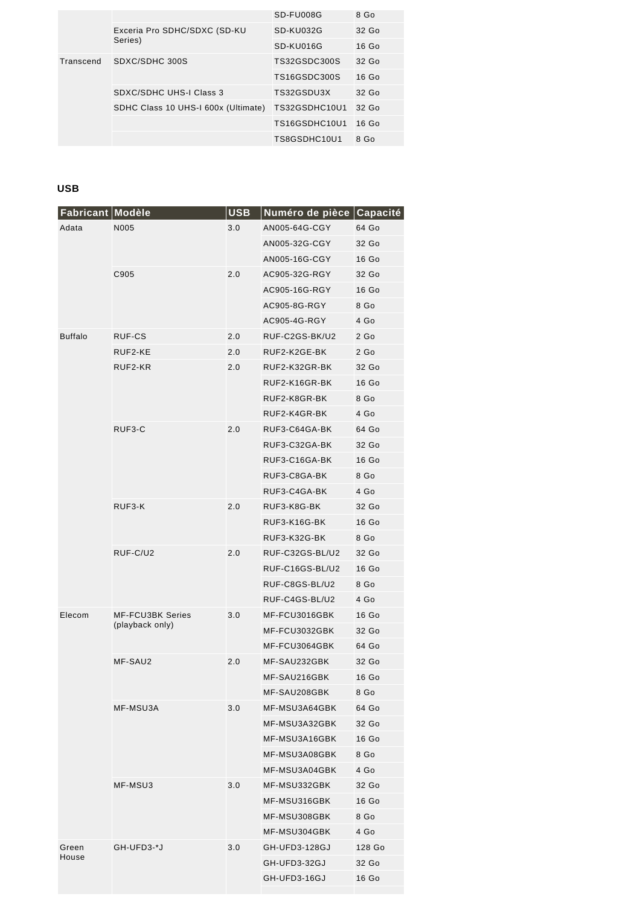| | | SD-FU008G | 8 Go |
|---|---|---|---|
| | Exceria Pro SDHC/SDXC (SD-KU Series) | SD-KU032G | 32 Go |
| | | SD-KU016G | 16 Go |
| Transcend | SDXC/SDHC 300S | TS32GSDC300S | 32 Go |
| | | TS16GSDC300S | 16 Go |
| | SDXC/SDHC UHS-I Class 3 | TS32GSDU3X | 32 Go |
| | SDHC Class 10 UHS-I 600x (Ultimate) | TS32GSDHC10U1 | 32 Go |
| | | TS16GSDHC10U1 | 16 Go |
| | | TS8GSDHC10U1 | 8 Go |

**USB**

| Fabricant | Modèle | USB | Numéro de pièce | Capacité |
|---|---|---|---|---|
| Adata | N005 | 3.0 | AN005-64G-CGY | 64 Go |
| | | | AN005-32G-CGY | 32 Go |
| | | | AN005-16G-CGY | 16 Go |
| | C905 | 2.0 | AC905-32G-RGY | 32 Go |
| | | | AC905-16G-RGY | 16 Go |
| | | | AC905-8G-RGY | 8 Go |
| | | | AC905-4G-RGY | 4 Go |
| Buffalo | RUF-CS | 2.0 | RUF-C2GS-BK/U2 | 2 Go |
| | RUF2-KE | 2.0 | RUF2-K2GE-BK | 2 Go |
| | RUF2-KR | 2.0 | RUF2-K32GR-BK | 32 Go |
| | | | RUF2-K16GR-BK | 16 Go |
| | | | RUF2-K8GR-BK | 8 Go |
| | | | RUF2-K4GR-BK | 4 Go |
| | RUF3-C | 2.0 | RUF3-C64GA-BK | 64 Go |
| | | | RUF3-C32GA-BK | 32 Go |
| | | | RUF3-C16GA-BK | 16 Go |
| | | | RUF3-C8GA-BK | 8 Go |
| | | | RUF3-C4GA-BK | 4 Go |
| | RUF3-K | 2.0 | RUF3-K8G-BK | 32 Go |
| | | | RUF3-K16G-BK | 16 Go |
| | | | RUF3-K32G-BK | 8 Go |
| | RUF-C/U2 | 2.0 | RUF-C32GS-BL/U2 | 32 Go |
| | | | RUF-C16GS-BL/U2 | 16 Go |
| | | | RUF-C8GS-BL/U2 | 8 Go |
| | | | RUF-C4GS-BL/U2 | 4 Go |
| Elecom | MF-FCU3BK Series (playback only) | 3.0 | MF-FCU3016GBK | 16 Go |
| | | | MF-FCU3032GBK | 32 Go |
| | | | MF-FCU3064GBK | 64 Go |
| | MF-SAU2 | 2.0 | MF-SAU232GBK | 32 Go |
| | | | MF-SAU216GBK | 16 Go |
| | | | MF-SAU208GBK | 8 Go |
| | MF-MSU3A | 3.0 | MF-MSU3A64GBK | 64 Go |
| | | | MF-MSU3A32GBK | 32 Go |
| | | | MF-MSU3A16GBK | 16 Go |
| | | | MF-MSU3A08GBK | 8 Go |
| | | | MF-MSU3A04GBK | 4 Go |
| | MF-MSU3 | 3.0 | MF-MSU332GBK | 32 Go |
| | | | MF-MSU316GBK | 16 Go |
| | | | MF-MSU308GBK | 8 Go |
| | | | MF-MSU304GBK | 4 Go |
| Green House | GH-UFD3-*J | 3.0 | GH-UFD3-128GJ | 128 Go |
| | | | GH-UFD3-32GJ | 32 Go |
| | | | GH-UFD3-16GJ | 16 Go |
| | | | | |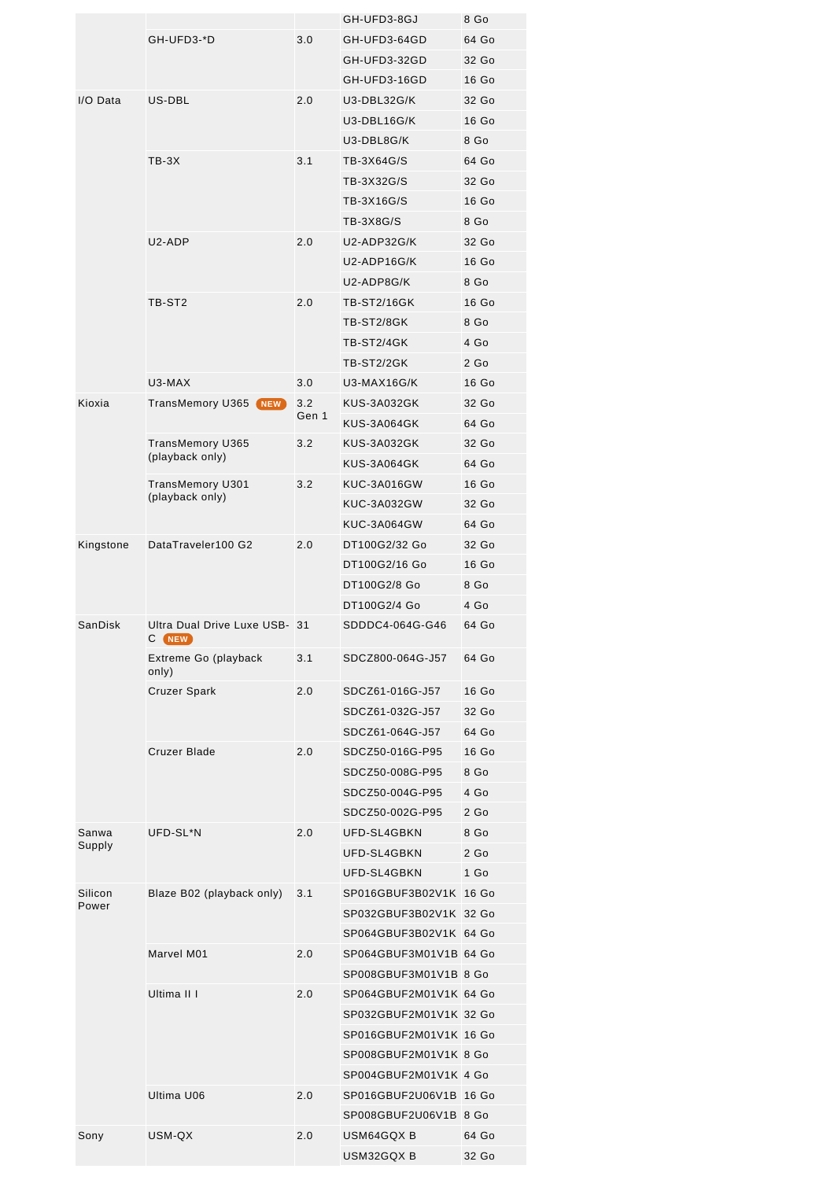| | | | | |
|---|---|---|---|---|
| | | | GH-UFD3-8GJ | 8 Go |
| | GH-UFD3-*D | 3.0 | GH-UFD3-64GD | 64 Go |
| | | | GH-UFD3-32GD | 32 Go |
| | | | GH-UFD3-16GD | 16 Go |
| I/O Data | US-DBL | 2.0 | U3-DBL32G/K | 32 Go |
| | | | U3-DBL16G/K | 16 Go |
| | | | U3-DBL8G/K | 8 Go |
| | TB-3X | 3.1 | TB-3X64G/S | 64 Go |
| | | | TB-3X32G/S | 32 Go |
| | | | TB-3X16G/S | 16 Go |
| | | | TB-3X8G/S | 8 Go |
| | U2-ADP | 2.0 | U2-ADP32G/K | 32 Go |
| | | | U2-ADP16G/K | 16 Go |
| | | | U2-ADP8G/K | 8 Go |
| | TB-ST2 | 2.0 | TB-ST2/16GK | 16 Go |
| | | | TB-ST2/8GK | 8 Go |
| | | | TB-ST2/4GK | 4 Go |
| | | | TB-ST2/2GK | 2 Go |
| | U3-MAX | 3.0 | U3-MAX16G/K | 16 Go |
| Kioxia | TransMemory U365 NEW | 3.2 Gen 1 | KUS-3A032GK | 32 Go |
| | | | KUS-3A064GK | 64 Go |
| | TransMemory U365 (playback only) | 3.2 | KUS-3A032GK | 32 Go |
| | | | KUS-3A064GK | 64 Go |
| | TransMemory U301 (playback only) | 3.2 | KUC-3A016GW | 16 Go |
| | | | KUC-3A032GW | 32 Go |
| | | | KUC-3A064GW | 64 Go |
| Kingstone | DataTraveler100 G2 | 2.0 | DT100G2/32 Go | 32 Go |
| | | | DT100G2/16 Go | 16 Go |
| | | | DT100G2/8 Go | 8 Go |
| | | | DT100G2/4 Go | 4 Go |
| SanDisk | Ultra Dual Drive Luxe USB-C NEW | 31 | SDDDC4-064G-G46 | 64 Go |
| | Extreme Go (playback only) | 3.1 | SDCZ800-064G-J57 | 64 Go |
| | Cruzer Spark | 2.0 | SDCZ61-016G-J57 | 16 Go |
| | | | SDCZ61-032G-J57 | 32 Go |
| | | | SDCZ61-064G-J57 | 64 Go |
| | Cruzer Blade | 2.0 | SDCZ50-016G-P95 | 16 Go |
| | | | SDCZ50-008G-P95 | 8 Go |
| | | | SDCZ50-004G-P95 | 4 Go |
| | | | SDCZ50-002G-P95 | 2 Go |
| Sanwa Supply | UFD-SL*N | 2.0 | UFD-SL4GBKN | 8 Go |
| | | | UFD-SL4GBKN | 2 Go |
| | | | UFD-SL4GBKN | 1 Go |
| Silicon Power | Blaze B02 (playback only) | 3.1 | SP016GBUF3B02V1K | 16 Go |
| | | | SP032GBUF3B02V1K | 32 Go |
| | | | SP064GBUF3B02V1K | 64 Go |
| | Marvel M01 | 2.0 | SP064GBUF3M01V1B | 64 Go |
| | | | SP008GBUF3M01V1B | 8 Go |
| | Ultima II I | 2.0 | SP064GBUF2M01V1K | 64 Go |
| | | | SP032GBUF2M01V1K | 32 Go |
| | | | SP016GBUF2M01V1K | 16 Go |
| | | | SP008GBUF2M01V1K | 8 Go |
| | | | SP004GBUF2M01V1K | 4 Go |
| | Ultima U06 | 2.0 | SP016GBUF2U06V1B | 16 Go |
| | | | SP008GBUF2U06V1B | 8 Go |
| Sony | USM-QX | 2.0 | USM64GQX B | 64 Go |
| | | | USM32GQX B | 32 Go |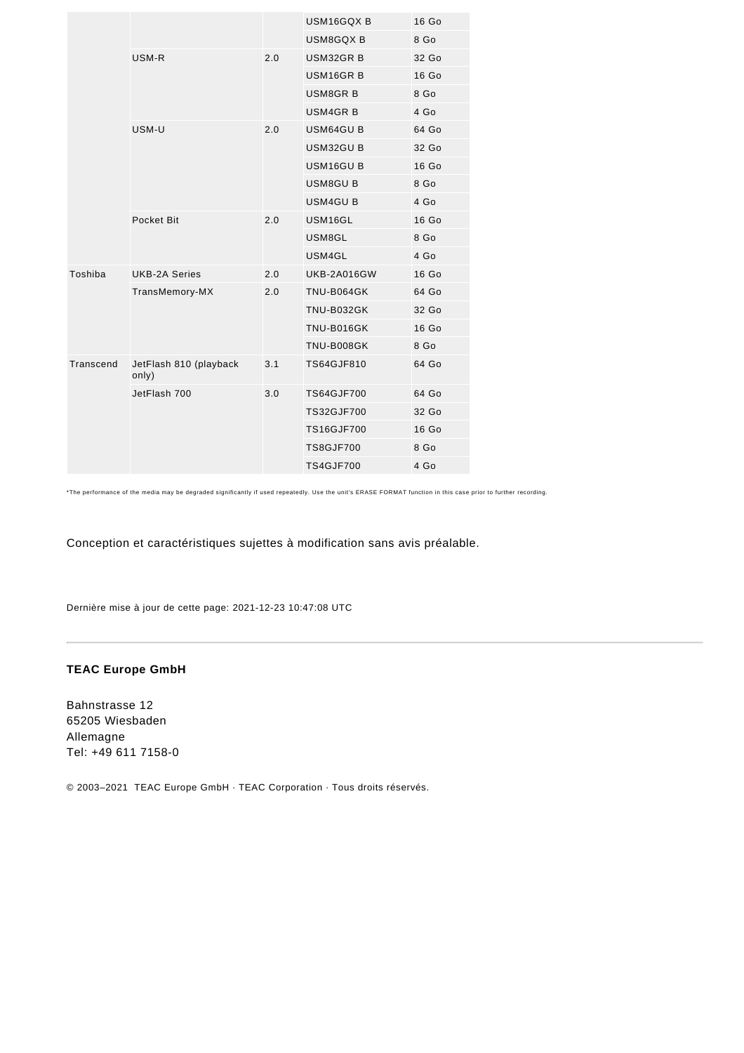| | | | | |
|---|---|---|---|---|
| | | | USM16GQX B | 16 Go |
| | | | USM8GQX B | 8 Go |
| | USM-R | 2.0 | USM32GR B | 32 Go |
| | | | USM16GR B | 16 Go |
| | | | USM8GR B | 8 Go |
| | | | USM4GR B | 4 Go |
| | USM-U | 2.0 | USM64GU B | 64 Go |
| | | | USM32GU B | 32 Go |
| | | | USM16GU B | 16 Go |
| | | | USM8GU B | 8 Go |
| | | | USM4GU B | 4 Go |
| | Pocket Bit | 2.0 | USM16GL | 16 Go |
| | | | USM8GL | 8 Go |
| | | | USM4GL | 4 Go |
| Toshiba | UKB-2A Series | 2.0 | UKB-2A016GW | 16 Go |
| | TransMemory-MX | 2.0 | TNU-B064GK | 64 Go |
| | | | TNU-B032GK | 32 Go |
| | | | TNU-B016GK | 16 Go |
| | | | TNU-B008GK | 8 Go |
| Transcend | JetFlash 810 (playback only) | 3.1 | TS64GJF810 | 64 Go |
| | JetFlash 700 | 3.0 | TS64GJF700 | 64 Go |
| | | | TS32GJF700 | 32 Go |
| | | | TS16GJF700 | 16 Go |
| | | | TS8GJF700 | 8 Go |
| | | | TS4GJF700 | 4 Go |

*The performance of the media may be degraded significantly if used repeatedly. Use the unit's ERASE FORMAT function in this case prior to further recording.

Conception et caractéristiques sujettes à modification sans avis préalable.

Dernière mise à jour de cette page: 2021-12-23 10:47:08 UTC

---

**TEAC Europe GmbH**

Bahnstrasse 12
65205 Wiesbaden
Allemagne
Tel: +49 611 7158-0

© 2003–2021 TEAC Europe GmbH · TEAC Corporation · Tous droits réservés.